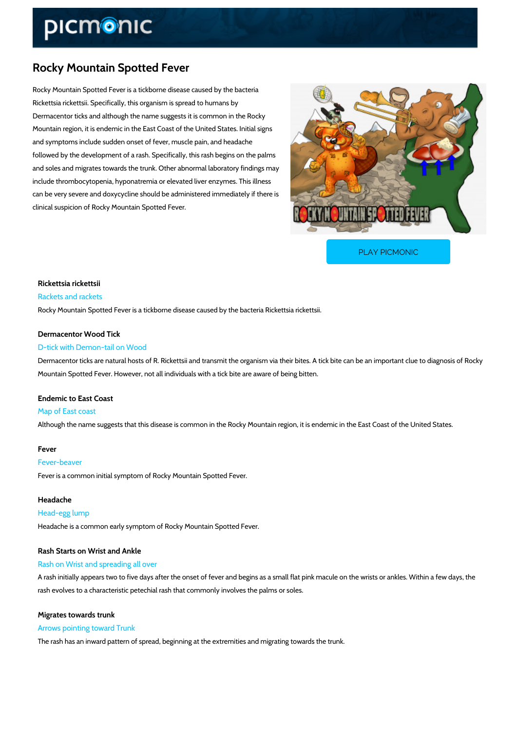# Rocky Mountain Spotted Fever

Rocky Mountain Spotted Fever is a tickborne disease caused by the bacteria Rickettsia rickettsii. Specifically, this organism is spread to humans by Dermacentor ticks and although the name suggests it is common in the Rocky Mountain region, it is endemic in the East Coast of the United States. Initial signs and symptoms include sudden onset of fever, muscle pain, and headache followed by the development of a rash. Specifically, this rash begins on the palms and soles and migrates towards the trunk. Other abnormal laboratory findings may include thrombocytopenia, hyponatremia or elevated liver enzymes. This illness can be very severe and doxycycline should be administered immediately if there is clinical suspicion of Rocky Mountain Spotted Fever.

PLAY PICMONIC

### Rickettsia rickettsii

Rackets and rackets

Rocky Mountain Spotted Fever is a tickborne disease caused by the bacteria Rickettsia rickettsii.

### Dermacentor Wood Tick

D-tick with Demon-tail on Wood

Dermacentor ticks are natural hosts of R. Rickettsii and transmit the organism via their bites. A tick bite can be an important clue to diagnosis of Rocky Mountain Spotted Fever. However, not all individuals with a tick bite are aware of being bitten.

### Endemic to East Coast

Map of East coast

Although the name suggests that this disease is common in the Rocky Mountain region, it is endemic in the East Coast of the United States.

### Fever

Fever-beaver

Fever is a common initial symptom of Rocky Mountain Spotted Fever.

### Headache

Head-egg lump

Headache is a common early symptom of Rocky Mountain Spotted Fever.

### Rash Starts on Wrist and Ankle

Rash on Wrist and spreading all over

A rash initially appears two to five days after the onset of fever and begins as a small flat pink macule on the wrists or ankles. Within a few days, the rash evolves to a characteristic petechial rash that commonly involves the palms or soles.

### Migrates towards trunk

Arrows pointing toward Trunk

The rash has an inward pattern of spread, beginning at the extremities and migrating towards the trunk.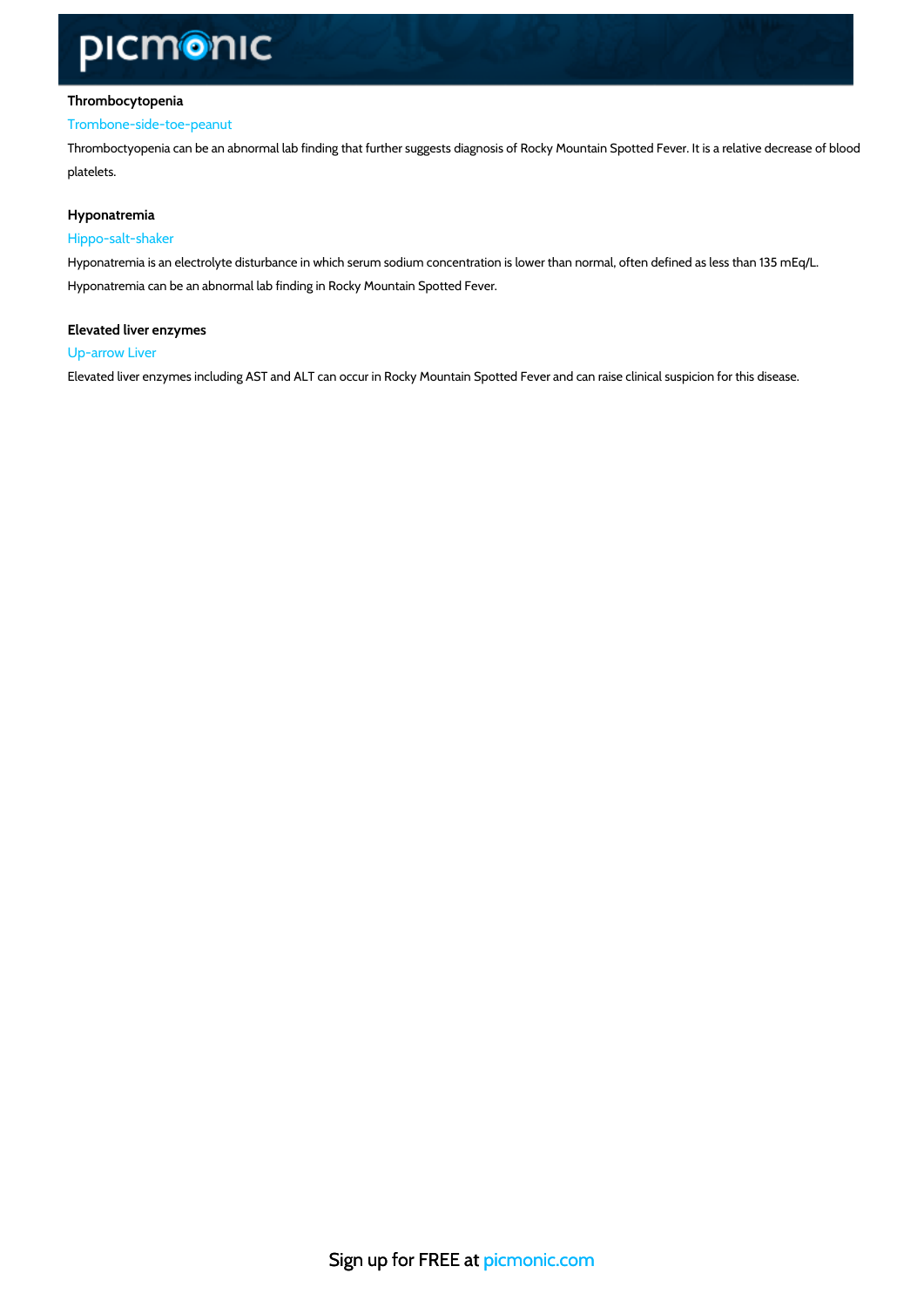**Thrombocytopenia**

Trombone-side-toe-peanut

Thromboctyopenia can be an abnormal lab finding that further suggests diagnosis of Rocky Mountain Spotted Fever. It is a relative decrease of blood platelets.

**Hyponatremia**

Hippo-salt-shaker

Hyponatremia is an electrolyte disturbance in which serum sodium concentration is lower than normal, often defined as less than 135 mEq/L. Hyponatremia can be an abnormal lab finding in Rocky Mountain Spotted Fever.

**Elevated liver enzymes**

Up-arrow Liver

Elevated liver enzymes including AST and ALT can occur in Rocky Mountain Spotted Fever and can raise clinical suspicion for this disease.